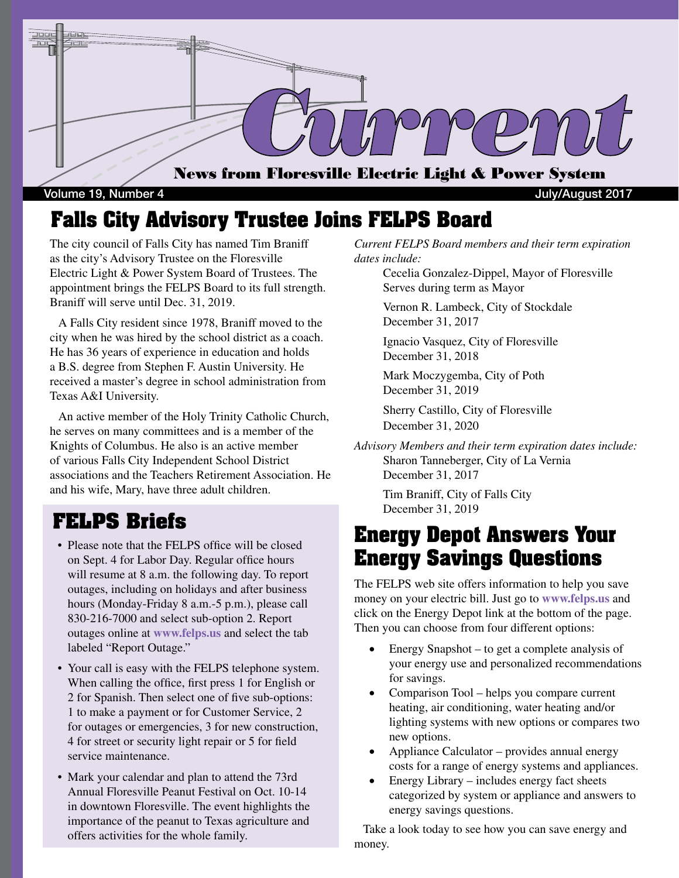# Current

**News from Floresville Electric Light & Power System**

Volume 19, Number 4 July/August 2017

## Falls City Advisory Trustee Joins FELPS Board

The city council of Falls City has named Tim Braniff as the city's Advisory Trustee on the Floresville Electric Light & Power System Board of Trustees. The appointment brings the FELPS Board to its full strength. Braniff will serve until Dec. 31, 2019.

A Falls City resident since 1978, Braniff moved to the city when he was hired by the school district as a coach. He has 36 years of experience in education and holds a B.S. degree from Stephen F. Austin University. He received a master's degree in school administration from Texas A&I University.

An active member of the Holy Trinity Catholic Church, he serves on many committees and is a member of the Knights of Columbus. He also is an active member of various Falls City Independent School District associations and the Teachers Retirement Association. He and his wife, Mary, have three adult children.

*Current FELPS Board members and their term expiration dates include:*

Cecelia Gonzalez-Dippel, Mayor of Floresville
Serves during term as Mayor

Vernon R. Lambeck, City of Stockdale
December 31, 2017

Ignacio Vasquez, City of Floresville
December 31, 2018

Mark Moczygemba, City of Poth
December 31, 2019

Sherry Castillo, City of Floresville
December 31, 2020

*Advisory Members and their term expiration dates include:*

Sharon Tanneberger, City of La Vernia
December 31, 2017

Tim Braniff, City of Falls City
December 31, 2019

## FELPS Briefs

- Please note that the FELPS office will be closed on Sept. 4 for Labor Day. Regular office hours will resume at 8 a.m. the following day. To report outages, including on holidays and after business hours (Monday-Friday 8 a.m.-5 p.m.), please call 830-216-7000 and select sub-option 2. Report outages online at **www.felps.us** and select the tab labeled "Report Outage."
- Your call is easy with the FELPS telephone system. When calling the office, first press 1 for English or 2 for Spanish. Then select one of five sub-options: 1 to make a payment or for Customer Service, 2 for outages or emergencies, 3 for new construction, 4 for street or security light repair or 5 for field service maintenance.
- Mark your calendar and plan to attend the 73rd Annual Floresville Peanut Festival on Oct. 10-14 in downtown Floresville. The event highlights the importance of the peanut to Texas agriculture and offers activities for the whole family.

## Energy Depot Answers Your Energy Savings Questions

The FELPS web site offers information to help you save money on your electric bill. Just go to **www.felps.us** and click on the Energy Depot link at the bottom of the page. Then you can choose from four different options:

- Energy Snapshot – to get a complete analysis of your energy use and personalized recommendations for savings.
- Comparison Tool – helps you compare current heating, air conditioning, water heating and/or lighting systems with new options or compares two new options.
- Appliance Calculator – provides annual energy costs for a range of energy systems and appliances.
- Energy Library – includes energy fact sheets categorized by system or appliance and answers to energy savings questions.

Take a look today to see how you can save energy and money.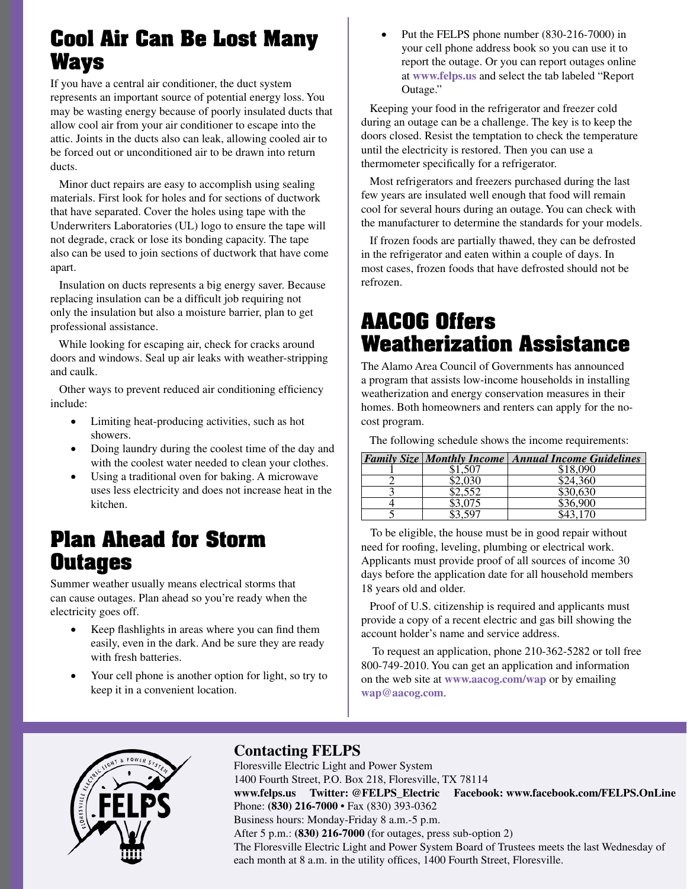## Cool Air Can Be Lost Many Ways

If you have a central air conditioner, the duct system represents an important source of potential energy loss. You may be wasting energy because of poorly insulated ducts that allow cool air from your air conditioner to escape into the attic. Joints in the ducts also can leak, allowing cooled air to be forced out or unconditioned air to be drawn into return ducts.

Minor duct repairs are easy to accomplish using sealing materials. First look for holes and for sections of ductwork that have separated. Cover the holes using tape with the Underwriters Laboratories (UL) logo to ensure the tape will not degrade, crack or lose its bonding capacity. The tape also can be used to join sections of ductwork that have come apart.

Insulation on ducts represents a big energy saver. Because replacing insulation can be a difficult job requiring not only the insulation but also a moisture barrier, plan to get professional assistance.

While looking for escaping air, check for cracks around doors and windows. Seal up air leaks with weather-stripping and caulk.

Other ways to prevent reduced air conditioning efficiency include:

- Limiting heat-producing activities, such as hot showers.
- Doing laundry during the coolest time of the day and with the coolest water needed to clean your clothes.
- Using a traditional oven for baking. A microwave uses less electricity and does not increase heat in the kitchen.

## Plan Ahead for Storm Outages

Summer weather usually means electrical storms that can cause outages. Plan ahead so you're ready when the electricity goes off.

- Keep flashlights in areas where you can find them easily, even in the dark. And be sure they are ready with fresh batteries.
- Your cell phone is another option for light, so try to keep it in a convenient location.
- Put the FELPS phone number (830-216-7000) in your cell phone address book so you can use it to report the outage. Or you can report outages online at **www.felps.us** and select the tab labeled "Report Outage."

Keeping your food in the refrigerator and freezer cold during an outage can be a challenge. The key is to keep the doors closed. Resist the temptation to check the temperature until the electricity is restored. Then you can use a thermometer specifically for a refrigerator.

Most refrigerators and freezers purchased during the last few years are insulated well enough that food will remain cool for several hours during an outage. You can check with the manufacturer to determine the standards for your models.

If frozen foods are partially thawed, they can be defrosted in the refrigerator and eaten within a couple of days. In most cases, frozen foods that have defrosted should not be refrozen.

## AACOG Offers Weatherization Assistance

The Alamo Area Council of Governments has announced a program that assists low-income households in installing weatherization and energy conservation measures in their homes. Both homeowners and renters can apply for the no-cost program.

The following schedule shows the income requirements:

| *Family Size* | *Monthly Income* | *Annual Income Guidelines* |
|---|---|---|
| 1 | $1,507 | $18,090 |
| 2 | $2,030 | $24,360 |
| 3 | $2,552 | $30,630 |
| 4 | $3,075 | $36,900 |
| 5 | $3,597 | $43,170 |

To be eligible, the house must be in good repair without need for roofing, leveling, plumbing or electrical work. Applicants must provide proof of all sources of income 30 days before the application date for all household members 18 years old and older.

Proof of U.S. citizenship is required and applicants must provide a copy of a recent electric and gas bill showing the account holder's name and service address.

To request an application, phone 210-362-5282 or toll free 800-749-2010. You can get an application and information on the web site at **www.aacog.com/wap** or by emailing **wap@aacog.com**.

### Contacting FELPS

Floresville Electric Light and Power System
1400 Fourth Street, P.O. Box 218, Floresville, TX 78114
**www.felps.us** **Twitter: @FELPS_Electric** **Facebook: www.facebook.com/FELPS.OnLine**
Phone: **(830) 216-7000** • Fax (830) 393-0362
Business hours: Monday-Friday 8 a.m.-5 p.m.
After 5 p.m.: **(830) 216-7000** (for outages, press sub-option 2)
The Floresville Electric Light and Power System Board of Trustees meets the last Wednesday of each month at 8 a.m. in the utility offices, 1400 Fourth Street, Floresville.